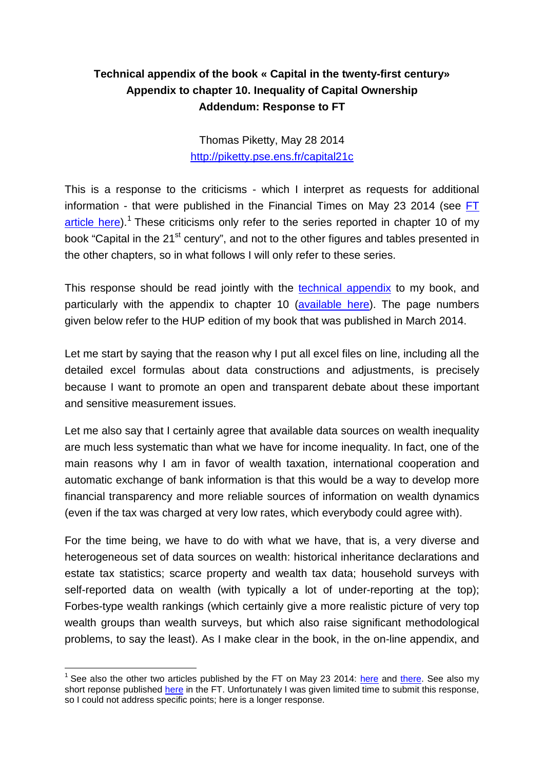**Technical appendix of the book « Capital in the twenty-first century»**
**Appendix to chapter 10. Inequality of Capital Ownership**
**Addendum: Response to FT**

Thomas Piketty, May 28 2014
http://piketty.pse.ens.fr/capital21c

This is a response to the criticisms - which I interpret as requests for additional information - that were published in the Financial Times on May 23 2014 (see FT article here).[1] These criticisms only refer to the series reported in chapter 10 of my book "Capital in the 21st century", and not to the other figures and tables presented in the other chapters, so in what follows I will only refer to these series.

This response should be read jointly with the technical appendix to my book, and particularly with the appendix to chapter 10 (available here). The page numbers given below refer to the HUP edition of my book that was published in March 2014.

Let me start by saying that the reason why I put all excel files on line, including all the detailed excel formulas about data constructions and adjustments, is precisely because I want to promote an open and transparent debate about these important and sensitive measurement issues.

Let me also say that I certainly agree that available data sources on wealth inequality are much less systematic than what we have for income inequality. In fact, one of the main reasons why I am in favor of wealth taxation, international cooperation and automatic exchange of bank information is that this would be a way to develop more financial transparency and more reliable sources of information on wealth dynamics (even if the tax was charged at very low rates, which everybody could agree with).

For the time being, we have to do with what we have, that is, a very diverse and heterogeneous set of data sources on wealth: historical inheritance declarations and estate tax statistics; scarce property and wealth tax data; household surveys with self-reported data on wealth (with typically a lot of under-reporting at the top); Forbes-type wealth rankings (which certainly give a more realistic picture of very top wealth groups than wealth surveys, but which also raise significant methodological problems, to say the least). As I make clear in the book, in the on-line appendix, and

[1] See also the other two articles published by the FT on May 23 2014: here and there. See also my short reponse published here in the FT. Unfortunately I was given limited time to submit this response, so I could not address specific points; here is a longer response.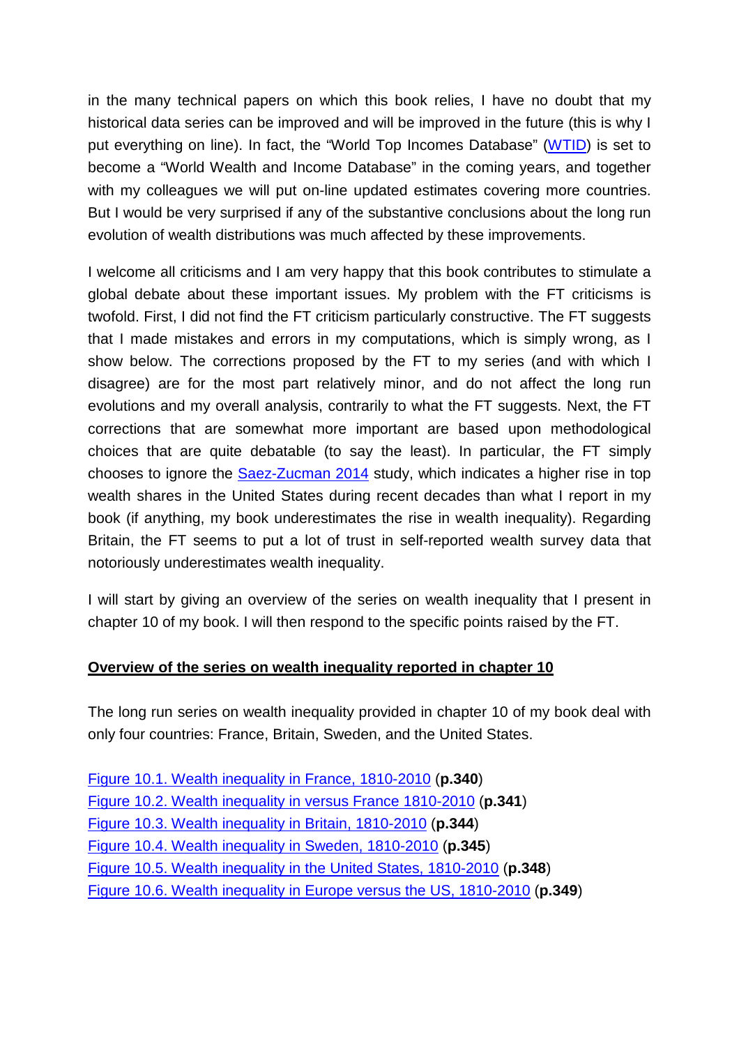in the many technical papers on which this book relies, I have no doubt that my historical data series can be improved and will be improved in the future (this is why I put everything on line). In fact, the "World Top Incomes Database" (WTID) is set to become a "World Wealth and Income Database" in the coming years, and together with my colleagues we will put on-line updated estimates covering more countries. But I would be very surprised if any of the substantive conclusions about the long run evolution of wealth distributions was much affected by these improvements.

I welcome all criticisms and I am very happy that this book contributes to stimulate a global debate about these important issues. My problem with the FT criticisms is twofold. First, I did not find the FT criticism particularly constructive. The FT suggests that I made mistakes and errors in my computations, which is simply wrong, as I show below. The corrections proposed by the FT to my series (and with which I disagree) are for the most part relatively minor, and do not affect the long run evolutions and my overall analysis, contrarily to what the FT suggests. Next, the FT corrections that are somewhat more important are based upon methodological choices that are quite debatable (to say the least). In particular, the FT simply chooses to ignore the Saez-Zucman 2014 study, which indicates a higher rise in top wealth shares in the United States during recent decades than what I report in my book (if anything, my book underestimates the rise in wealth inequality). Regarding Britain, the FT seems to put a lot of trust in self-reported wealth survey data that notoriously underestimates wealth inequality.

I will start by giving an overview of the series on wealth inequality that I present in chapter 10 of my book. I will then respond to the specific points raised by the FT.

## Overview of the series on wealth inequality reported in chapter 10

The long run series on wealth inequality provided in chapter 10 of my book deal with only four countries: France, Britain, Sweden, and the United States.

Figure 10.1. Wealth inequality in France, 1810-2010 (**p.340**)
Figure 10.2. Wealth inequality in versus France 1810-2010 (**p.341**)
Figure 10.3. Wealth inequality in Britain, 1810-2010 (**p.344**)
Figure 10.4. Wealth inequality in Sweden, 1810-2010 (**p.345**)
Figure 10.5. Wealth inequality in the United States, 1810-2010 (**p.348**)
Figure 10.6. Wealth inequality in Europe versus the US, 1810-2010 (**p.349**)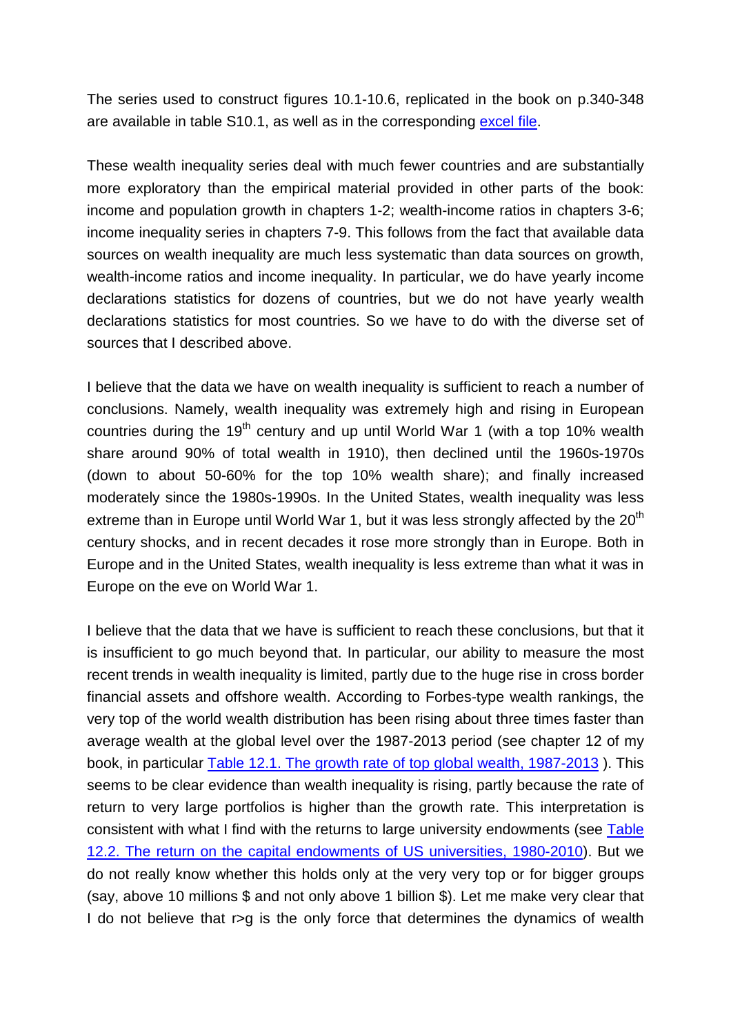The series used to construct figures 10.1-10.6, replicated in the book on p.340-348 are available in table S10.1, as well as in the corresponding [excel file](#).

These wealth inequality series deal with much fewer countries and are substantially more exploratory than the empirical material provided in other parts of the book: income and population growth in chapters 1-2; wealth-income ratios in chapters 3-6; income inequality series in chapters 7-9. This follows from the fact that available data sources on wealth inequality are much less systematic than data sources on growth, wealth-income ratios and income inequality. In particular, we do have yearly income declarations statistics for dozens of countries, but we do not have yearly wealth declarations statistics for most countries. So we have to do with the diverse set of sources that I described above.

I believe that the data we have on wealth inequality is sufficient to reach a number of conclusions. Namely, wealth inequality was extremely high and rising in European countries during the 19th century and up until World War 1 (with a top 10% wealth share around 90% of total wealth in 1910), then declined until the 1960s-1970s (down to about 50-60% for the top 10% wealth share); and finally increased moderately since the 1980s-1990s. In the United States, wealth inequality was less extreme than in Europe until World War 1, but it was less strongly affected by the 20th century shocks, and in recent decades it rose more strongly than in Europe. Both in Europe and in the United States, wealth inequality is less extreme than what it was in Europe on the eve on World War 1.

I believe that the data that we have is sufficient to reach these conclusions, but that it is insufficient to go much beyond that. In particular, our ability to measure the most recent trends in wealth inequality is limited, partly due to the huge rise in cross border financial assets and offshore wealth. According to Forbes-type wealth rankings, the very top of the world wealth distribution has been rising about three times faster than average wealth at the global level over the 1987-2013 period (see chapter 12 of my book, in particular [Table 12.1. The growth rate of top global wealth, 1987-2013](#) ). This seems to be clear evidence than wealth inequality is rising, partly because the rate of return to very large portfolios is higher than the growth rate. This interpretation is consistent with what I find with the returns to large university endowments (see [Table 12.2. The return on the capital endowments of US universities, 1980-2010](#)). But we do not really know whether this holds only at the very very top or for bigger groups (say, above 10 millions $ and not only above 1 billion $). Let me make very clear that I do not believe that r>g is the only force that determines the dynamics of wealth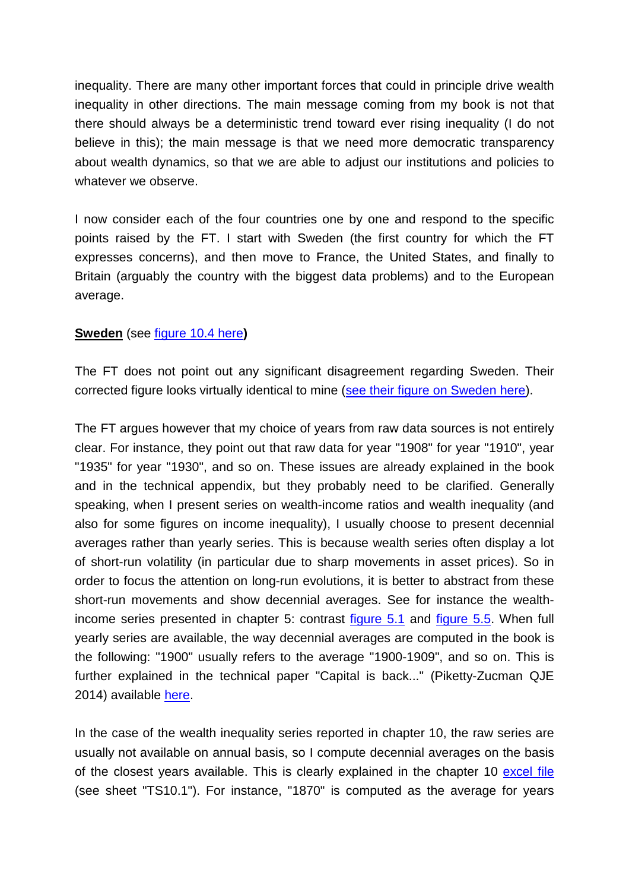inequality. There are many other important forces that could in principle drive wealth inequality in other directions. The main message coming from my book is not that there should always be a deterministic trend toward ever rising inequality (I do not believe in this); the main message is that we need more democratic transparency about wealth dynamics, so that we are able to adjust our institutions and policies to whatever we observe.

I now consider each of the four countries one by one and respond to the specific points raised by the FT. I start with Sweden (the first country for which the FT expresses concerns), and then move to France, the United States, and finally to Britain (arguably the country with the biggest data problems) and to the European average.

**Sweden** (see figure 10.4 here**)**

The FT does not point out any significant disagreement regarding Sweden. Their corrected figure looks virtually identical to mine (see their figure on Sweden here).

The FT argues however that my choice of years from raw data sources is not entirely clear. For instance, they point out that raw data for year "1908" for year "1910", year "1935" for year "1930", and so on. These issues are already explained in the book and in the technical appendix, but they probably need to be clarified. Generally speaking, when I present series on wealth-income ratios and wealth inequality (and also for some figures on income inequality), I usually choose to present decennial averages rather than yearly series. This is because wealth series often display a lot of short-run volatility (in particular due to sharp movements in asset prices). So in order to focus the attention on long-run evolutions, it is better to abstract from these short-run movements and show decennial averages. See for instance the wealth-income series presented in chapter 5: contrast figure 5.1 and figure 5.5. When full yearly series are available, the way decennial averages are computed in the book is the following: "1900" usually refers to the average "1900-1909", and so on. This is further explained in the technical paper "Capital is back..." (Piketty-Zucman QJE 2014) available here.

In the case of the wealth inequality series reported in chapter 10, the raw series are usually not available on annual basis, so I compute decennial averages on the basis of the closest years available. This is clearly explained in the chapter 10 excel file (see sheet "TS10.1"). For instance, "1870" is computed as the average for years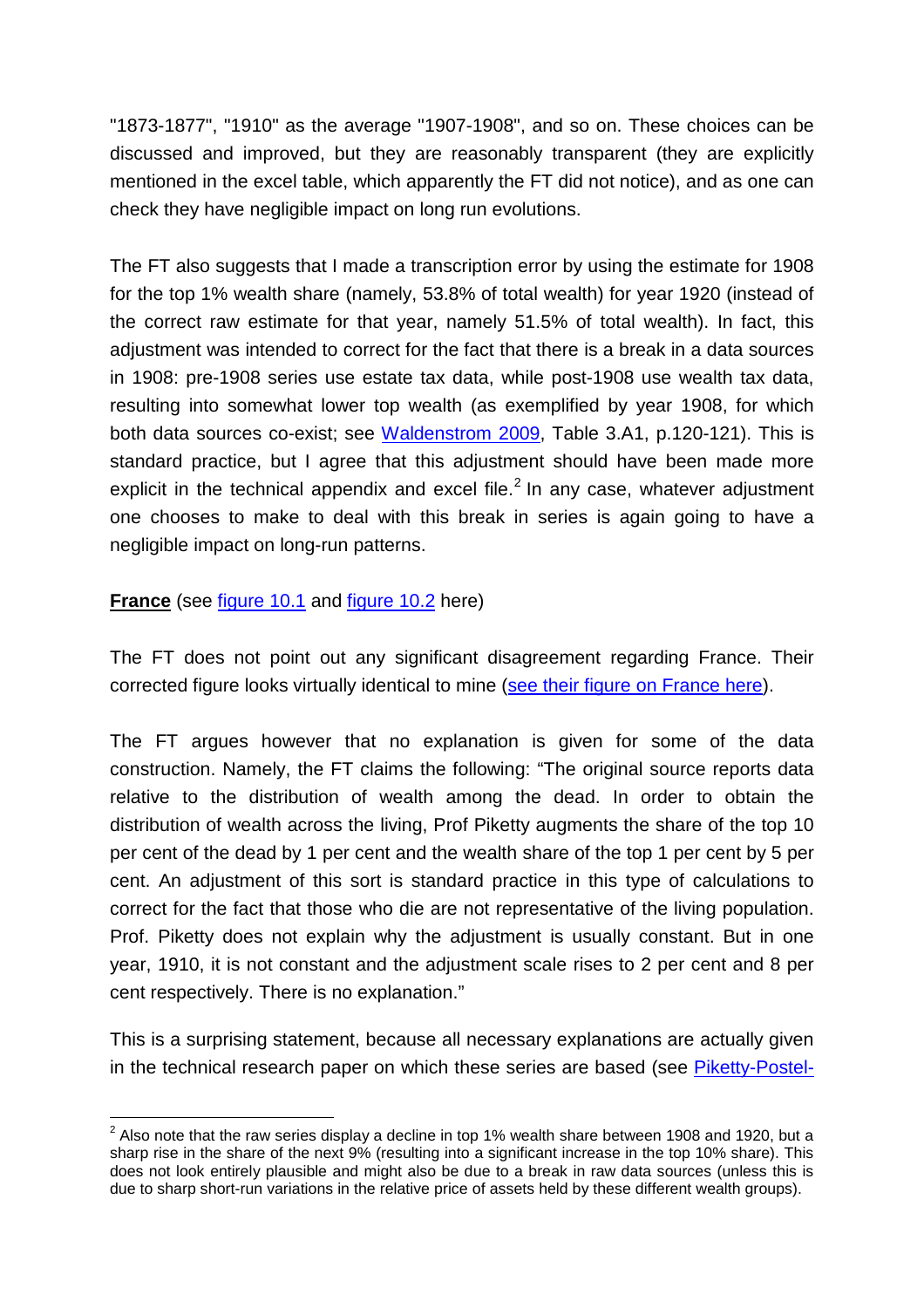"1873-1877", "1910" as the average "1907-1908", and so on. These choices can be discussed and improved, but they are reasonably transparent (they are explicitly mentioned in the excel table, which apparently the FT did not notice), and as one can check they have negligible impact on long run evolutions.

The FT also suggests that I made a transcription error by using the estimate for 1908 for the top 1% wealth share (namely, 53.8% of total wealth) for year 1920 (instead of the correct raw estimate for that year, namely 51.5% of total wealth). In fact, this adjustment was intended to correct for the fact that there is a break in a data sources in 1908: pre-1908 series use estate tax data, while post-1908 use wealth tax data, resulting into somewhat lower top wealth (as exemplified by year 1908, for which both data sources co-exist; see [Waldenstrom 2009](), Table 3.A1, p.120-121). This is standard practice, but I agree that this adjustment should have been made more explicit in the technical appendix and excel file.[2] In any case, whatever adjustment one chooses to make to deal with this break in series is again going to have a negligible impact on long-run patterns.

**France** (see [figure 10.1]() and [figure 10.2]() here)

The FT does not point out any significant disagreement regarding France. Their corrected figure looks virtually identical to mine ([see their figure on France here]()).

The FT argues however that no explanation is given for some of the data construction. Namely, the FT claims the following: "The original source reports data relative to the distribution of wealth among the dead. In order to obtain the distribution of wealth across the living, Prof Piketty augments the share of the top 10 per cent of the dead by 1 per cent and the wealth share of the top 1 per cent by 5 per cent. An adjustment of this sort is standard practice in this type of calculations to correct for the fact that those who die are not representative of the living population. Prof. Piketty does not explain why the adjustment is usually constant. But in one year, 1910, it is not constant and the adjustment scale rises to 2 per cent and 8 per cent respectively. There is no explanation."

This is a surprising statement, because all necessary explanations are actually given in the technical research paper on which these series are based (see [Piketty-Postel-]()

[2] Also note that the raw series display a decline in top 1% wealth share between 1908 and 1920, but a sharp rise in the share of the next 9% (resulting into a significant increase in the top 10% share). This does not look entirely plausible and might also be due to a break in raw data sources (unless this is due to sharp short-run variations in the relative price of assets held by these different wealth groups).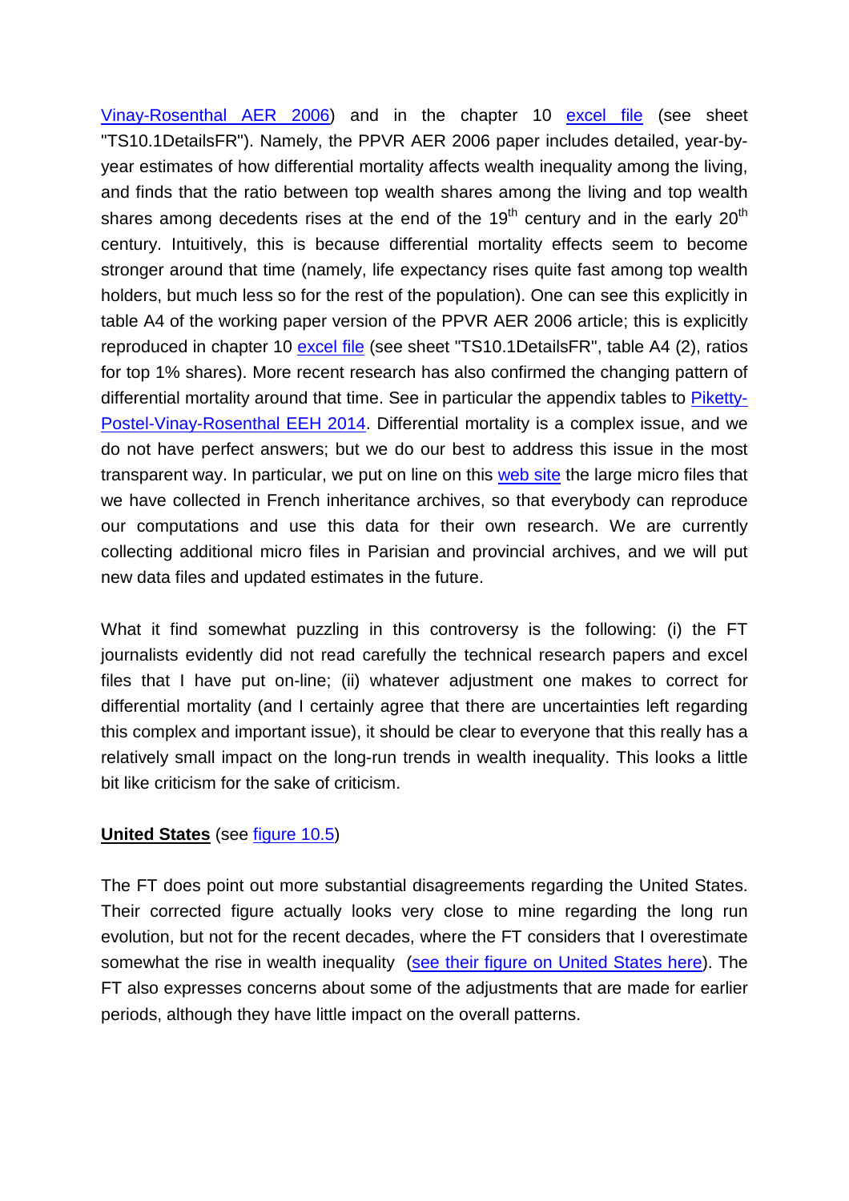Vinay-Rosenthal AER 2006) and in the chapter 10 excel file (see sheet "TS10.1DetailsFR"). Namely, the PPVR AER 2006 paper includes detailed, year-by-year estimates of how differential mortality affects wealth inequality among the living, and finds that the ratio between top wealth shares among the living and top wealth shares among decedents rises at the end of the 19th century and in the early 20th century. Intuitively, this is because differential mortality effects seem to become stronger around that time (namely, life expectancy rises quite fast among top wealth holders, but much less so for the rest of the population). One can see this explicitly in table A4 of the working paper version of the PPVR AER 2006 article; this is explicitly reproduced in chapter 10 excel file (see sheet "TS10.1DetailsFR", table A4 (2), ratios for top 1% shares). More recent research has also confirmed the changing pattern of differential mortality around that time. See in particular the appendix tables to Piketty-Postel-Vinay-Rosenthal EEH 2014. Differential mortality is a complex issue, and we do not have perfect answers; but we do our best to address this issue in the most transparent way. In particular, we put on line on this web site the large micro files that we have collected in French inheritance archives, so that everybody can reproduce our computations and use this data for their own research. We are currently collecting additional micro files in Parisian and provincial archives, and we will put new data files and updated estimates in the future.

What it find somewhat puzzling in this controversy is the following: (i) the FT journalists evidently did not read carefully the technical research papers and excel files that I have put on-line; (ii) whatever adjustment one makes to correct for differential mortality (and I certainly agree that there are uncertainties left regarding this complex and important issue), it should be clear to everyone that this really has a relatively small impact on the long-run trends in wealth inequality. This looks a little bit like criticism for the sake of criticism.

**United States** (see figure 10.5)

The FT does point out more substantial disagreements regarding the United States. Their corrected figure actually looks very close to mine regarding the long run evolution, but not for the recent decades, where the FT considers that I overestimate somewhat the rise in wealth inequality (see their figure on United States here). The FT also expresses concerns about some of the adjustments that are made for earlier periods, although they have little impact on the overall patterns.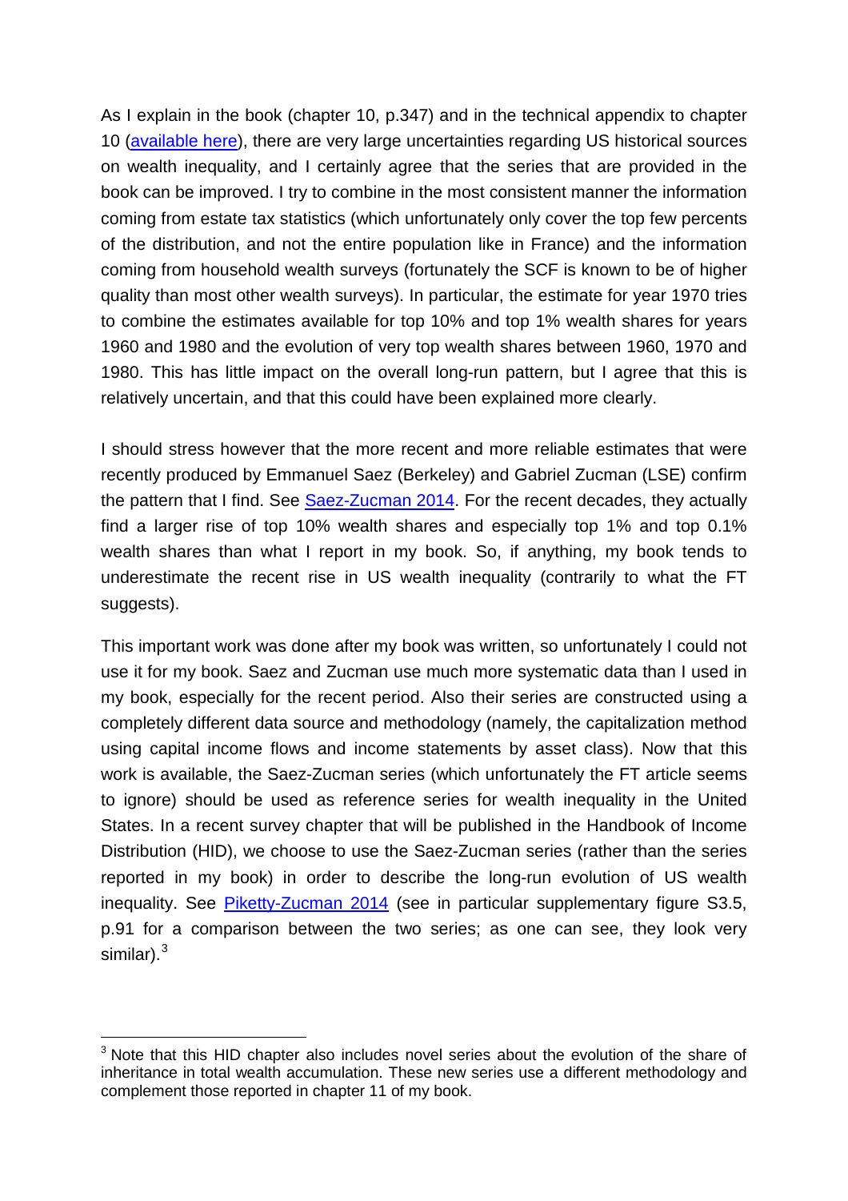As I explain in the book (chapter 10, p.347) and in the technical appendix to chapter 10 (available here), there are very large uncertainties regarding US historical sources on wealth inequality, and I certainly agree that the series that are provided in the book can be improved. I try to combine in the most consistent manner the information coming from estate tax statistics (which unfortunately only cover the top few percents of the distribution, and not the entire population like in France) and the information coming from household wealth surveys (fortunately the SCF is known to be of higher quality than most other wealth surveys). In particular, the estimate for year 1970 tries to combine the estimates available for top 10% and top 1% wealth shares for years 1960 and 1980 and the evolution of very top wealth shares between 1960, 1970 and 1980. This has little impact on the overall long-run pattern, but I agree that this is relatively uncertain, and that this could have been explained more clearly.

I should stress however that the more recent and more reliable estimates that were recently produced by Emmanuel Saez (Berkeley) and Gabriel Zucman (LSE) confirm the pattern that I find. See Saez-Zucman 2014. For the recent decades, they actually find a larger rise of top 10% wealth shares and especially top 1% and top 0.1% wealth shares than what I report in my book. So, if anything, my book tends to underestimate the recent rise in US wealth inequality (contrarily to what the FT suggests).

This important work was done after my book was written, so unfortunately I could not use it for my book. Saez and Zucman use much more systematic data than I used in my book, especially for the recent period. Also their series are constructed using a completely different data source and methodology (namely, the capitalization method using capital income flows and income statements by asset class). Now that this work is available, the Saez-Zucman series (which unfortunately the FT article seems to ignore) should be used as reference series for wealth inequality in the United States. In a recent survey chapter that will be published in the Handbook of Income Distribution (HID), we choose to use the Saez-Zucman series (rather than the series reported in my book) in order to describe the long-run evolution of US wealth inequality. See Piketty-Zucman 2014 (see in particular supplementary figure S3.5, p.91 for a comparison between the two series; as one can see, they look very similar).[3]

---

[3] Note that this HID chapter also includes novel series about the evolution of the share of inheritance in total wealth accumulation. These new series use a different methodology and complement those reported in chapter 11 of my book.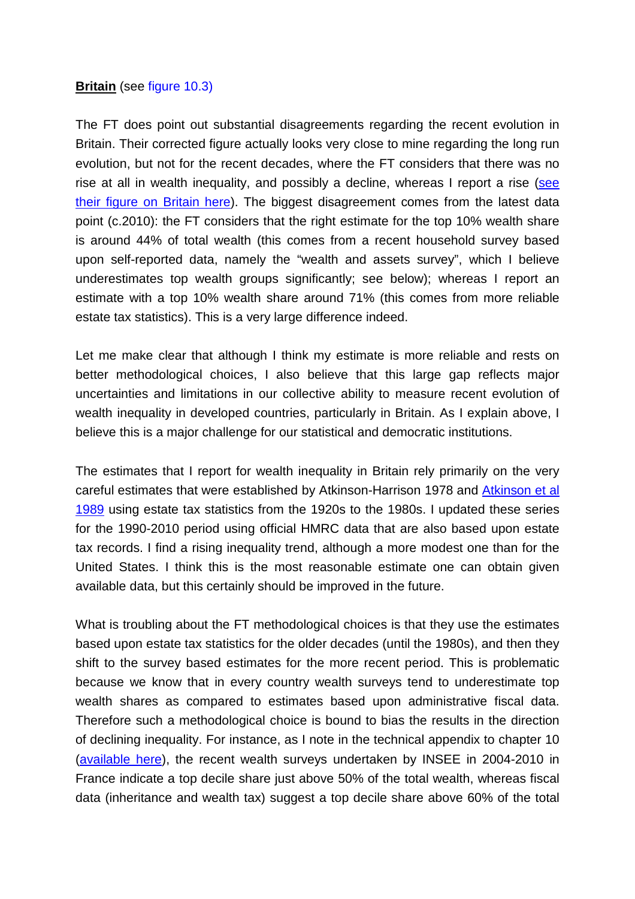**Britain** (see figure 10.3)

The FT does point out substantial disagreements regarding the recent evolution in Britain. Their corrected figure actually looks very close to mine regarding the long run evolution, but not for the recent decades, where the FT considers that there was no rise at all in wealth inequality, and possibly a decline, whereas I report a rise (see their figure on Britain here). The biggest disagreement comes from the latest data point (c.2010): the FT considers that the right estimate for the top 10% wealth share is around 44% of total wealth (this comes from a recent household survey based upon self-reported data, namely the "wealth and assets survey", which I believe underestimates top wealth groups significantly; see below); whereas I report an estimate with a top 10% wealth share around 71% (this comes from more reliable estate tax statistics). This is a very large difference indeed.

Let me make clear that although I think my estimate is more reliable and rests on better methodological choices, I also believe that this large gap reflects major uncertainties and limitations in our collective ability to measure recent evolution of wealth inequality in developed countries, particularly in Britain. As I explain above, I believe this is a major challenge for our statistical and democratic institutions.

The estimates that I report for wealth inequality in Britain rely primarily on the very careful estimates that were established by Atkinson-Harrison 1978 and Atkinson et al 1989 using estate tax statistics from the 1920s to the 1980s. I updated these series for the 1990-2010 period using official HMRC data that are also based upon estate tax records. I find a rising inequality trend, although a more modest one than for the United States. I think this is the most reasonable estimate one can obtain given available data, but this certainly should be improved in the future.

What is troubling about the FT methodological choices is that they use the estimates based upon estate tax statistics for the older decades (until the 1980s), and then they shift to the survey based estimates for the more recent period. This is problematic because we know that in every country wealth surveys tend to underestimate top wealth shares as compared to estimates based upon administrative fiscal data. Therefore such a methodological choice is bound to bias the results in the direction of declining inequality. For instance, as I note in the technical appendix to chapter 10 (available here), the recent wealth surveys undertaken by INSEE in 2004-2010 in France indicate a top decile share just above 50% of the total wealth, whereas fiscal data (inheritance and wealth tax) suggest a top decile share above 60% of the total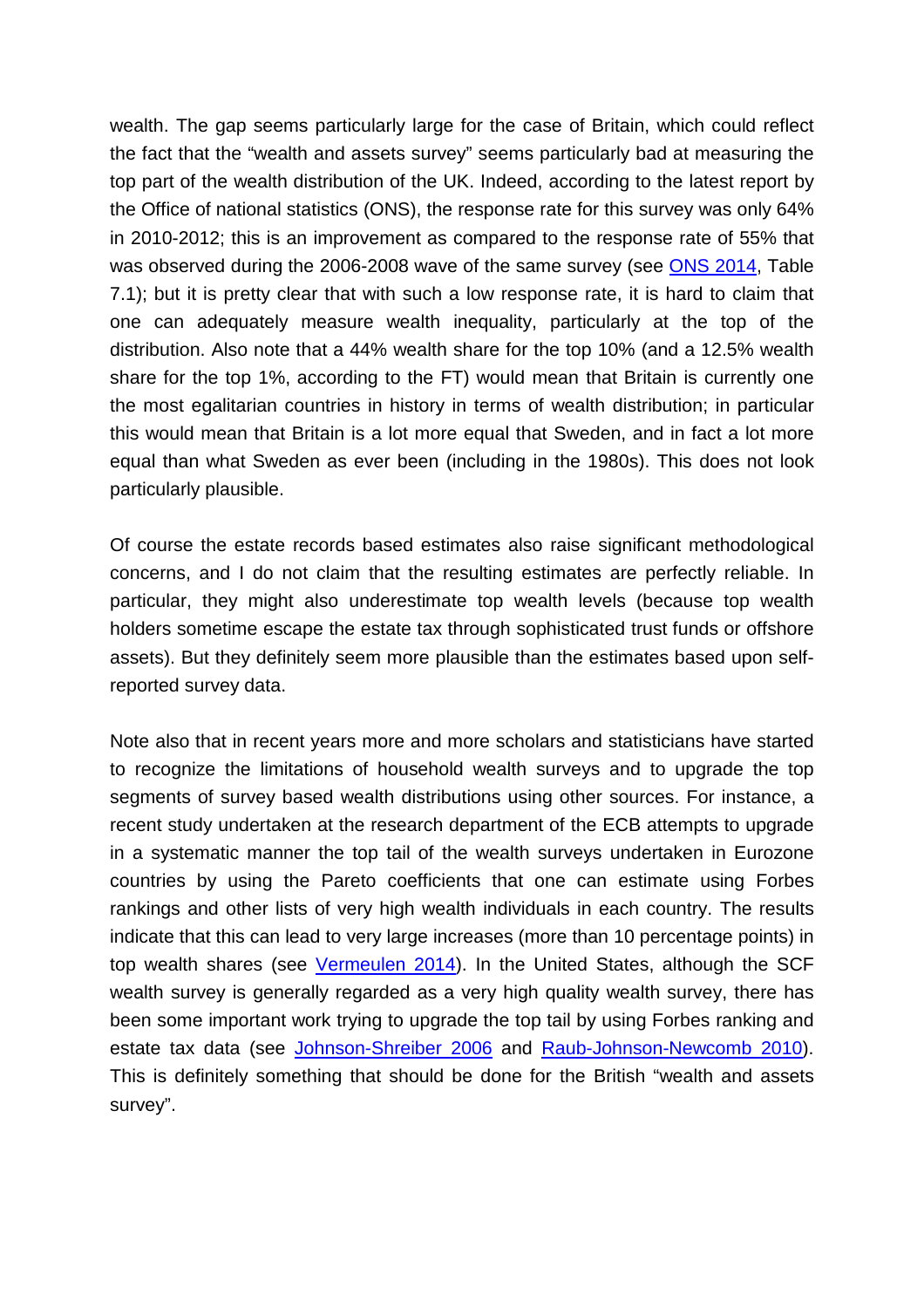wealth. The gap seems particularly large for the case of Britain, which could reflect the fact that the "wealth and assets survey" seems particularly bad at measuring the top part of the wealth distribution of the UK. Indeed, according to the latest report by the Office of national statistics (ONS), the response rate for this survey was only 64% in 2010-2012; this is an improvement as compared to the response rate of 55% that was observed during the 2006-2008 wave of the same survey (see [ONS 2014](), Table 7.1); but it is pretty clear that with such a low response rate, it is hard to claim that one can adequately measure wealth inequality, particularly at the top of the distribution. Also note that a 44% wealth share for the top 10% (and a 12.5% wealth share for the top 1%, according to the FT) would mean that Britain is currently one the most egalitarian countries in history in terms of wealth distribution; in particular this would mean that Britain is a lot more equal that Sweden, and in fact a lot more equal than what Sweden as ever been (including in the 1980s). This does not look particularly plausible.

Of course the estate records based estimates also raise significant methodological concerns, and I do not claim that the resulting estimates are perfectly reliable. In particular, they might also underestimate top wealth levels (because top wealth holders sometime escape the estate tax through sophisticated trust funds or offshore assets). But they definitely seem more plausible than the estimates based upon self-reported survey data.

Note also that in recent years more and more scholars and statisticians have started to recognize the limitations of household wealth surveys and to upgrade the top segments of survey based wealth distributions using other sources. For instance, a recent study undertaken at the research department of the ECB attempts to upgrade in a systematic manner the top tail of the wealth surveys undertaken in Eurozone countries by using the Pareto coefficients that one can estimate using Forbes rankings and other lists of very high wealth individuals in each country. The results indicate that this can lead to very large increases (more than 10 percentage points) in top wealth shares (see [Vermeulen 2014]()). In the United States, although the SCF wealth survey is generally regarded as a very high quality wealth survey, there has been some important work trying to upgrade the top tail by using Forbes ranking and estate tax data (see [Johnson-Shreiber 2006]() and [Raub-Johnson-Newcomb 2010]()). This is definitely something that should be done for the British "wealth and assets survey".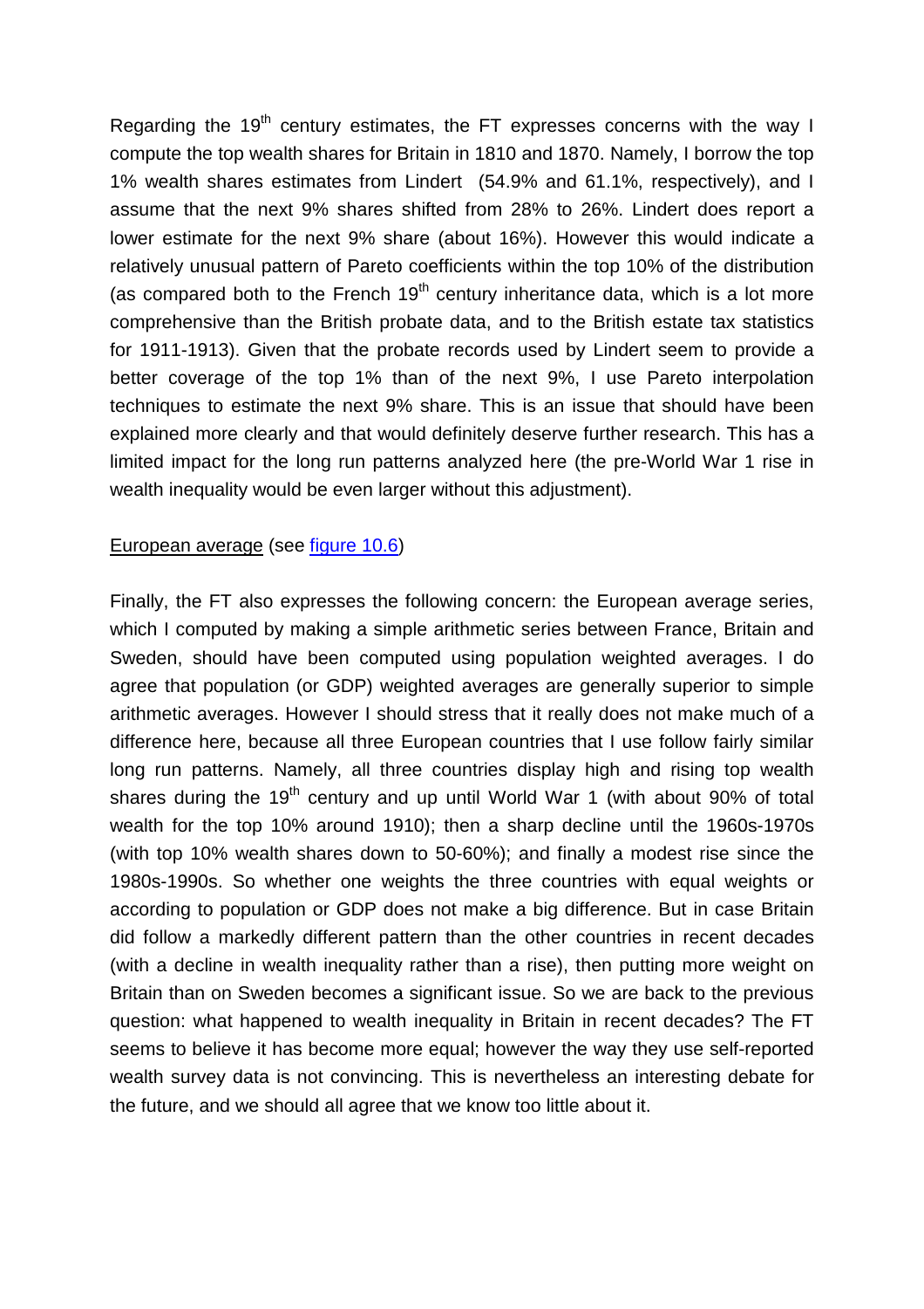Regarding the 19th century estimates, the FT expresses concerns with the way I compute the top wealth shares for Britain in 1810 and 1870. Namely, I borrow the top 1% wealth shares estimates from Lindert (54.9% and 61.1%, respectively), and I assume that the next 9% shares shifted from 28% to 26%. Lindert does report a lower estimate for the next 9% share (about 16%). However this would indicate a relatively unusual pattern of Pareto coefficients within the top 10% of the distribution (as compared both to the French 19th century inheritance data, which is a lot more comprehensive than the British probate data, and to the British estate tax statistics for 1911-1913). Given that the probate records used by Lindert seem to provide a better coverage of the top 1% than of the next 9%, I use Pareto interpolation techniques to estimate the next 9% share. This is an issue that should have been explained more clearly and that would definitely deserve further research. This has a limited impact for the long run patterns analyzed here (the pre-World War 1 rise in wealth inequality would be even larger without this adjustment).

European average (see figure 10.6)

Finally, the FT also expresses the following concern: the European average series, which I computed by making a simple arithmetic series between France, Britain and Sweden, should have been computed using population weighted averages. I do agree that population (or GDP) weighted averages are generally superior to simple arithmetic averages. However I should stress that it really does not make much of a difference here, because all three European countries that I use follow fairly similar long run patterns. Namely, all three countries display high and rising top wealth shares during the 19th century and up until World War 1 (with about 90% of total wealth for the top 10% around 1910); then a sharp decline until the 1960s-1970s (with top 10% wealth shares down to 50-60%); and finally a modest rise since the 1980s-1990s. So whether one weights the three countries with equal weights or according to population or GDP does not make a big difference. But in case Britain did follow a markedly different pattern than the other countries in recent decades (with a decline in wealth inequality rather than a rise), then putting more weight on Britain than on Sweden becomes a significant issue. So we are back to the previous question: what happened to wealth inequality in Britain in recent decades? The FT seems to believe it has become more equal; however the way they use self-reported wealth survey data is not convincing. This is nevertheless an interesting debate for the future, and we should all agree that we know too little about it.